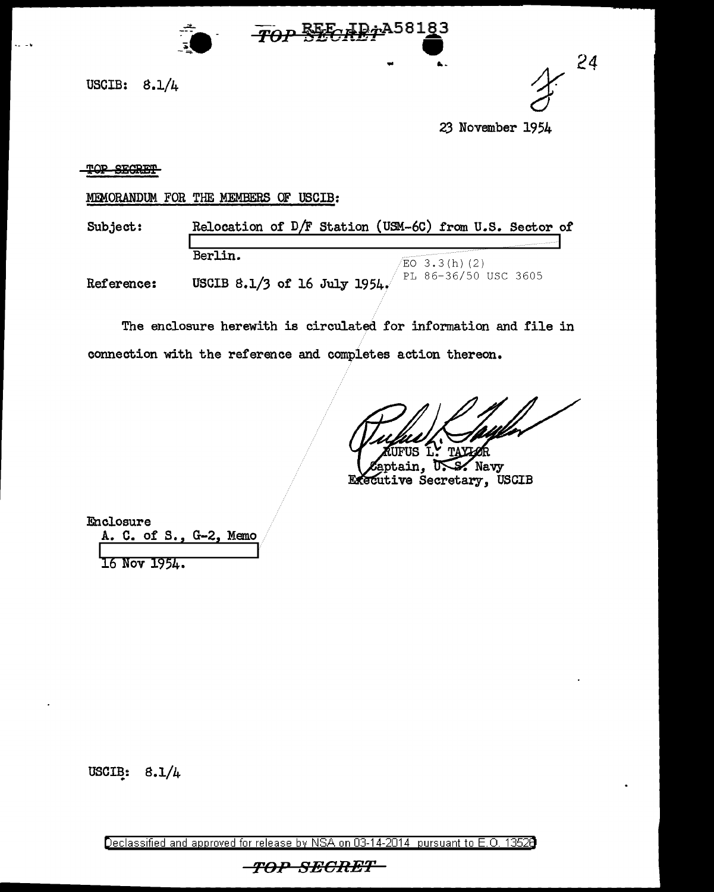TOP SECRET REF ID:A58183

USCIB: 8.1/4

24

23 November 1954

~~TOP SECRET~~

MEMORANDUM FOR THE MEMBERS OF USCIB:

Subject: Relocation of D/F Station (USM-6C) from U.S. Sector of [REDACTED] Berlin.

EO 3.3(h)(2)
PL 86-36/50 USC 3605

Reference: USCIB 8.1/3 of 16 July 1954.

The enclosure herewith is circulated for information and file in connection with the reference and completes action thereon.

RUFUS L. TAYLOR
Captain, U.S. Navy
Executive Secretary, USCIB

Enclosure
A. C. of S., G-2, Memo
[REDACTED]
16 Nov 1954.

USCIB: 8.1/4

Declassified and approved for release by NSA on 03-14-2014 pursuant to E.O. 13526

TOP SECRET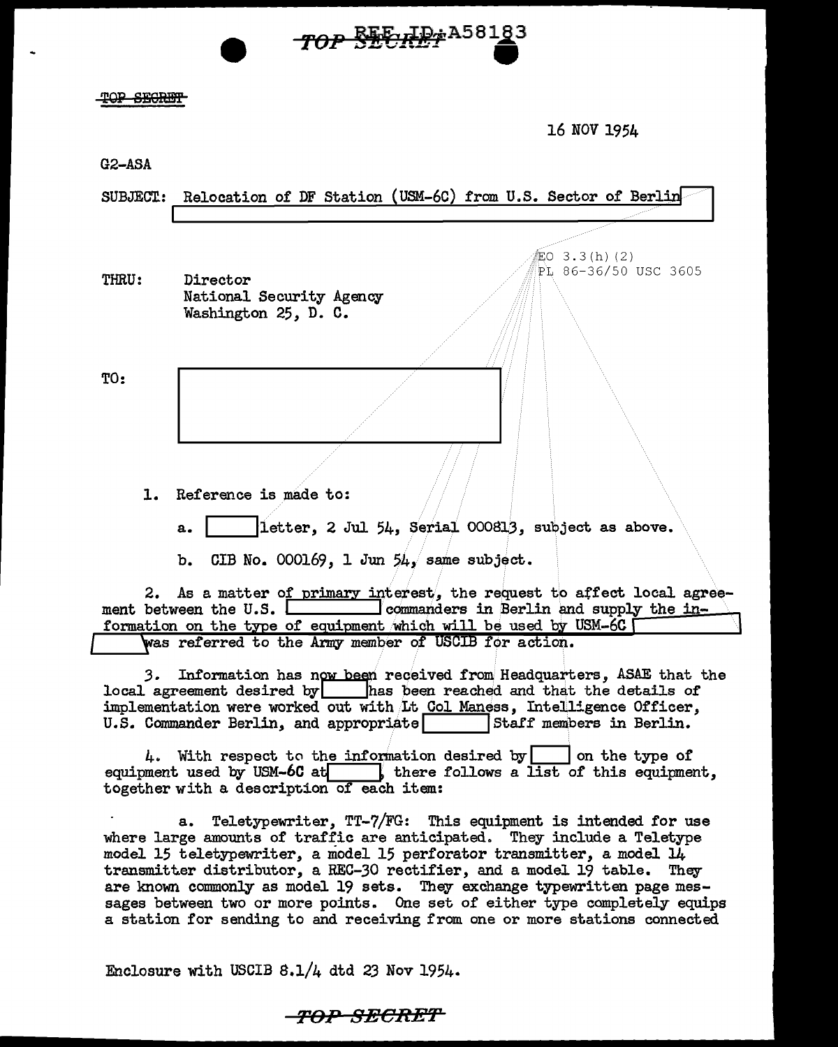TOP SECRET

16 NOV 1954

G2-ASA

SUBJECT: Relocation of DF Station (USM-6C) from U.S. Sector of Berlin

EO 3.3(h)(2)
PL 86-36/50 USC 3605

THRU: Director
National Security Agency
Washington 25, D. C.

TO:

1. Reference is made to:

   a. letter, 2 Jul 54, Serial 000813, subject as above.

   b. CIB No. 000169, 1 Jun 54, same subject.

2. As a matter of primary interest, the request to affect local agreement between the U.S. commanders in Berlin and supply the information on the type of equipment which will be used by USM-6C was referred to the Army member of USCIB for action.

3. Information has now been received from Headquarters, ASAE that the local agreement desired by has been reached and that the details of implementation were worked out with Lt Col Maness, Intelligence Officer, U.S. Commander Berlin, and appropriate Staff members in Berlin.

4. With respect to the information desired by on the type of equipment used by USM-6C at , there follows a list of this equipment, together with a description of each item:

   a. Teletypewriter, TT-7/FG: This equipment is intended for use where large amounts of traffic are anticipated. They include a Teletype model 15 teletypewriter, a model 15 perforator transmitter, a model 14 transmitter distributor, a REC-30 rectifier, and a model 19 table. They are known commonly as model 19 sets. They exchange typewritten page messages between two or more points. One set of either type completely equips a station for sending to and receiving from one or more stations connected

Enclosure with USCIB 8.1/4 dtd 23 Nov 1954.

TOP SECRET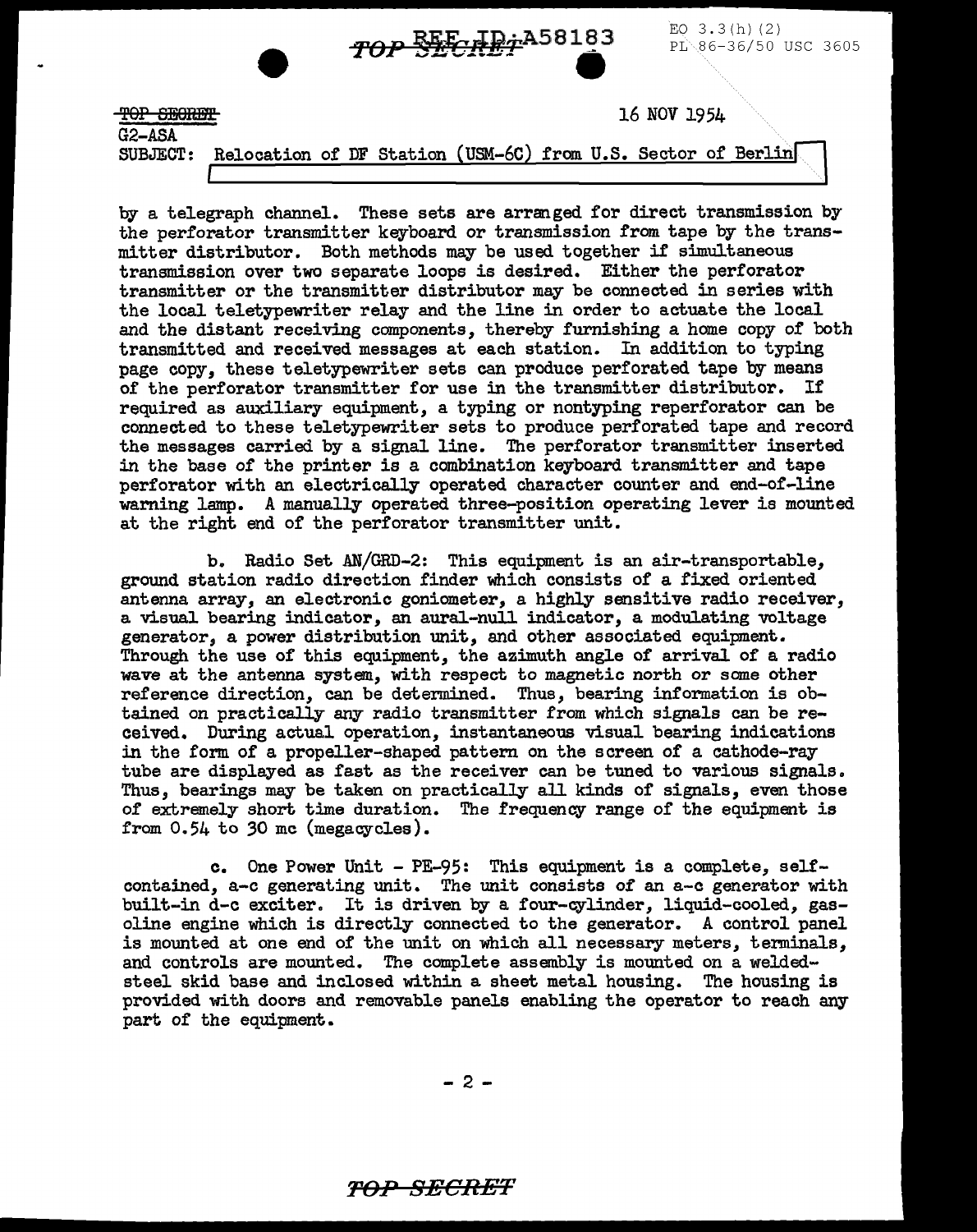TOP SECRET

16 NOV 1954

G2-ASA

SUBJECT: Relocation of DF Station (USM-6C) from U.S. Sector of Berlin

by a telegraph channel. These sets are arranged for direct transmission by the perforator transmitter keyboard or transmission from tape by the transmitter distributor. Both methods may be used together if simultaneous transmission over two separate loops is desired. Either the perforator transmitter or the transmitter distributor may be connected in series with the local teletypewriter relay and the line in order to actuate the local and the distant receiving components, thereby furnishing a home copy of both transmitted and received messages at each station. In addition to typing page copy, these teletypewriter sets can produce perforated tape by means of the perforator transmitter for use in the transmitter distributor. If required as auxiliary equipment, a typing or nontyping reperforator can be connected to these teletypewriter sets to produce perforated tape and record the messages carried by a signal line. The perforator transmitter inserted in the base of the printer is a combination keyboard transmitter and tape perforator with an electrically operated character counter and end-of-line warning lamp. A manually operated three-position operating lever is mounted at the right end of the perforator transmitter unit.

b. Radio Set AN/GRD-2: This equipment is an air-transportable, ground station radio direction finder which consists of a fixed oriented antenna array, an electronic goniometer, a highly sensitive radio receiver, a visual bearing indicator, an aural-null indicator, a modulating voltage generator, a power distribution unit, and other associated equipment. Through the use of this equipment, the azimuth angle of arrival of a radio wave at the antenna system, with respect to magnetic north or some other reference direction, can be determined. Thus, bearing information is obtained on practically any radio transmitter from which signals can be received. During actual operation, instantaneous visual bearing indications in the form of a propeller-shaped pattern on the screen of a cathode-ray tube are displayed as fast as the receiver can be tuned to various signals. Thus, bearings may be taken on practically all kinds of signals, even those of extremely short time duration. The frequency range of the equipment is from 0.54 to 30 mc (megacycles).

c. One Power Unit - PE-95: This equipment is a complete, self-contained, a-c generating unit. The unit consists of an a-c generator with built-in d-c exciter. It is driven by a four-cylinder, liquid-cooled, gasoline engine which is directly connected to the generator. A control panel is mounted at one end of the unit on which all necessary meters, terminals, and controls are mounted. The complete assembly is mounted on a welded-steel skid base and inclosed within a sheet metal housing. The housing is provided with doors and removable panels enabling the operator to reach any part of the equipment.

TOP SECRET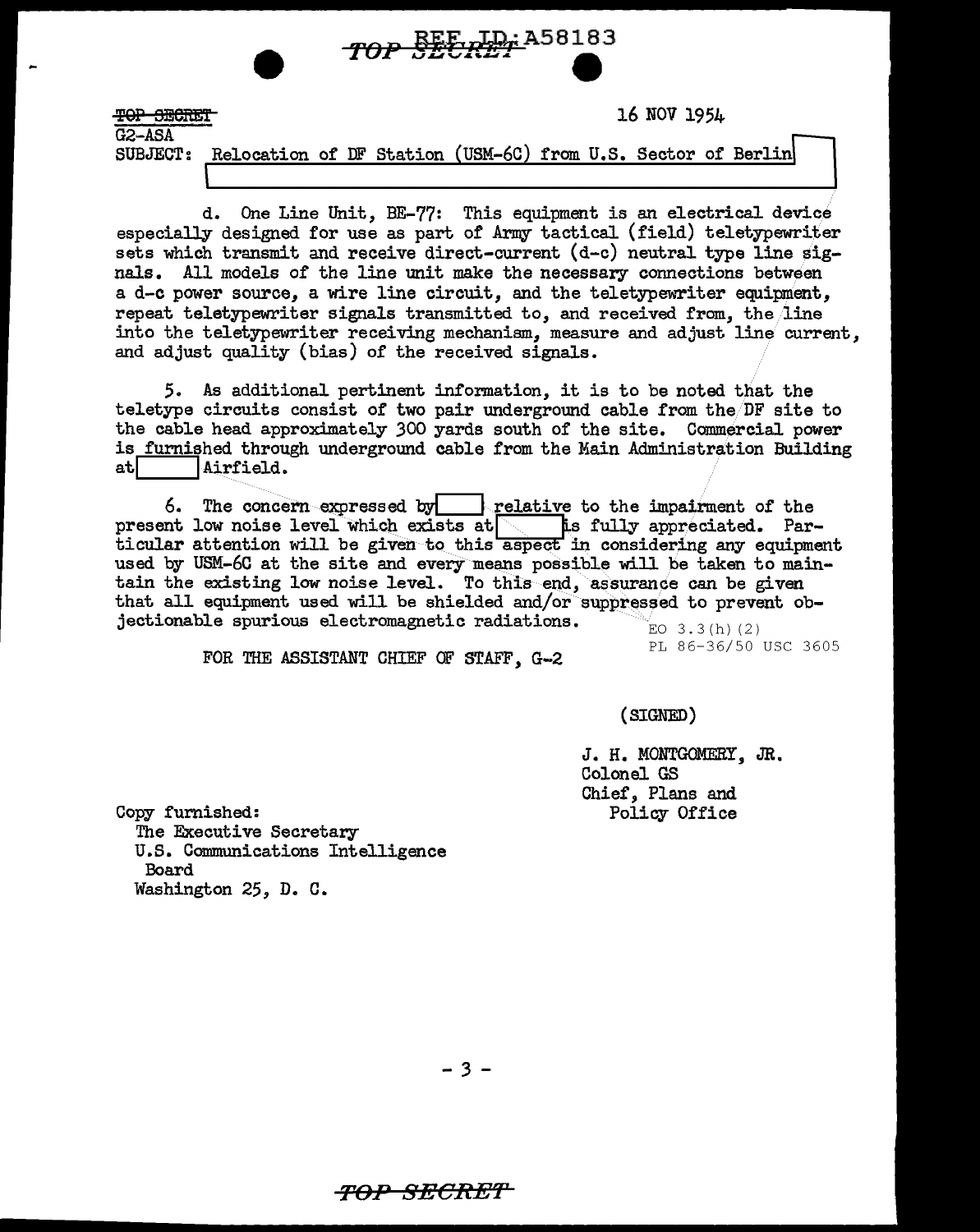TOP SECRET

G2-ASA

16 NOV 1954

SUBJECT: Relocation of DF Station (USM-6C) from U.S. Sector of Berlin

d. One Line Unit, BE-77: This equipment is an electrical device especially designed for use as part of Army tactical (field) teletypewriter sets which transmit and receive direct-current (d-c) neutral type line signals. All models of the line unit make the necessary connections between a d-c power source, a wire line circuit, and the teletypewriter equipment, repeat teletypewriter signals transmitted to, and received from, the line into the teletypewriter receiving mechanism, measure and adjust line current, and adjust quality (bias) of the received signals.

5. As additional pertinent information, it is to be noted that the teletype circuits consist of two pair underground cable from the DF site to the cable head approximately 300 yards south of the site. Commercial power is furnished through underground cable from the Main Administration Building at [ ] Airfield.

6. The concern expressed by [ ] relative to the impairment of the present low noise level which exists at [ ] is fully appreciated. Particular attention will be given to this aspect in considering any equipment used by USM-6C at the site and every means possible will be taken to maintain the existing low noise level. To this end, assurance can be given that all equipment used will be shielded and/or suppressed to prevent objectionable spurious electromagnetic radiations.

EO 3.3(h)(2)
PL 86-36/50 USC 3605

FOR THE ASSISTANT CHIEF OF STAFF, G-2

(SIGNED)

J. H. MONTGOMERY, JR.
Colonel GS
Chief, Plans and
Policy Office

Copy furnished:
The Executive Secretary
U.S. Communications Intelligence Board
Washington 25, D. C.

TOP SECRET